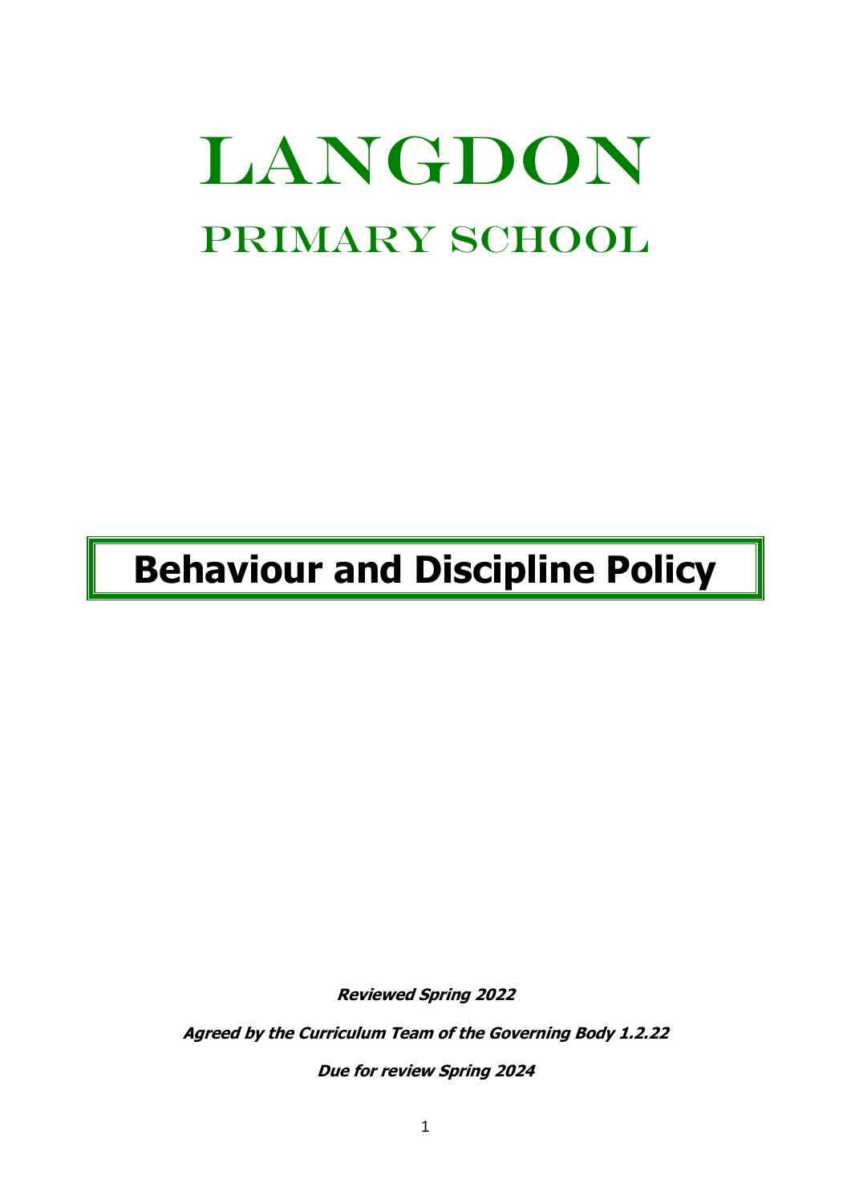# LANGDON

## PRIMARY SCHOOL

# Behaviour and Discipline Policy

***Reviewed Spring 2022***

***Agreed by the Curriculum Team of the Governing Body 1.2.22***

***Due for review Spring 2024***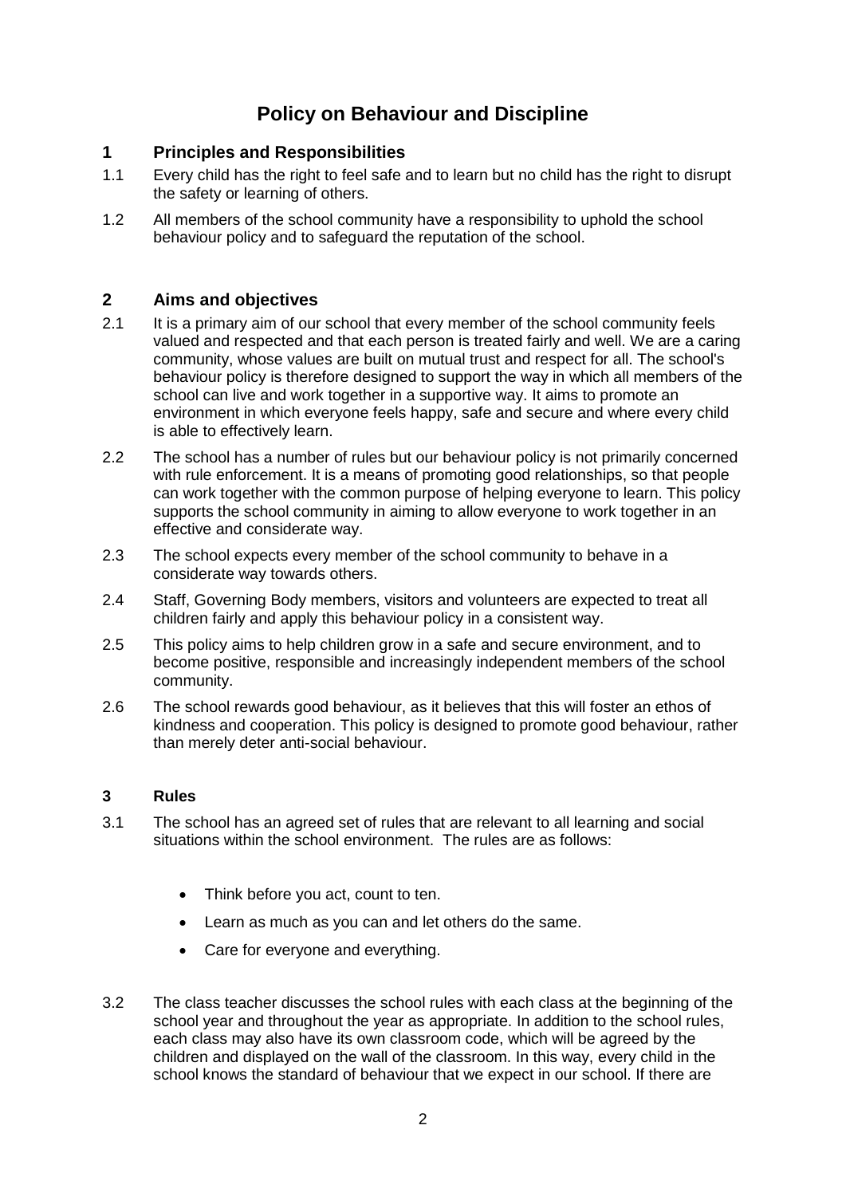# Policy on Behaviour and Discipline

## 1 Principles and Responsibilities

1.1 Every child has the right to feel safe and to learn but no child has the right to disrupt the safety or learning of others.

1.2 All members of the school community have a responsibility to uphold the school behaviour policy and to safeguard the reputation of the school.

## 2 Aims and objectives

2.1 It is a primary aim of our school that every member of the school community feels valued and respected and that each person is treated fairly and well. We are a caring community, whose values are built on mutual trust and respect for all. The school's behaviour policy is therefore designed to support the way in which all members of the school can live and work together in a supportive way. It aims to promote an environment in which everyone feels happy, safe and secure and where every child is able to effectively learn.

2.2 The school has a number of rules but our behaviour policy is not primarily concerned with rule enforcement. It is a means of promoting good relationships, so that people can work together with the common purpose of helping everyone to learn. This policy supports the school community in aiming to allow everyone to work together in an effective and considerate way.

2.3 The school expects every member of the school community to behave in a considerate way towards others.

2.4 Staff, Governing Body members, visitors and volunteers are expected to treat all children fairly and apply this behaviour policy in a consistent way.

2.5 This policy aims to help children grow in a safe and secure environment, and to become positive, responsible and increasingly independent members of the school community.

2.6 The school rewards good behaviour, as it believes that this will foster an ethos of kindness and cooperation. This policy is designed to promote good behaviour, rather than merely deter anti-social behaviour.

### 3 Rules

3.1 The school has an agreed set of rules that are relevant to all learning and social situations within the school environment. The rules are as follows:

- Think before you act, count to ten.
- Learn as much as you can and let others do the same.
- Care for everyone and everything.

3.2 The class teacher discusses the school rules with each class at the beginning of the school year and throughout the year as appropriate. In addition to the school rules, each class may also have its own classroom code, which will be agreed by the children and displayed on the wall of the classroom. In this way, every child in the school knows the standard of behaviour that we expect in our school. If there are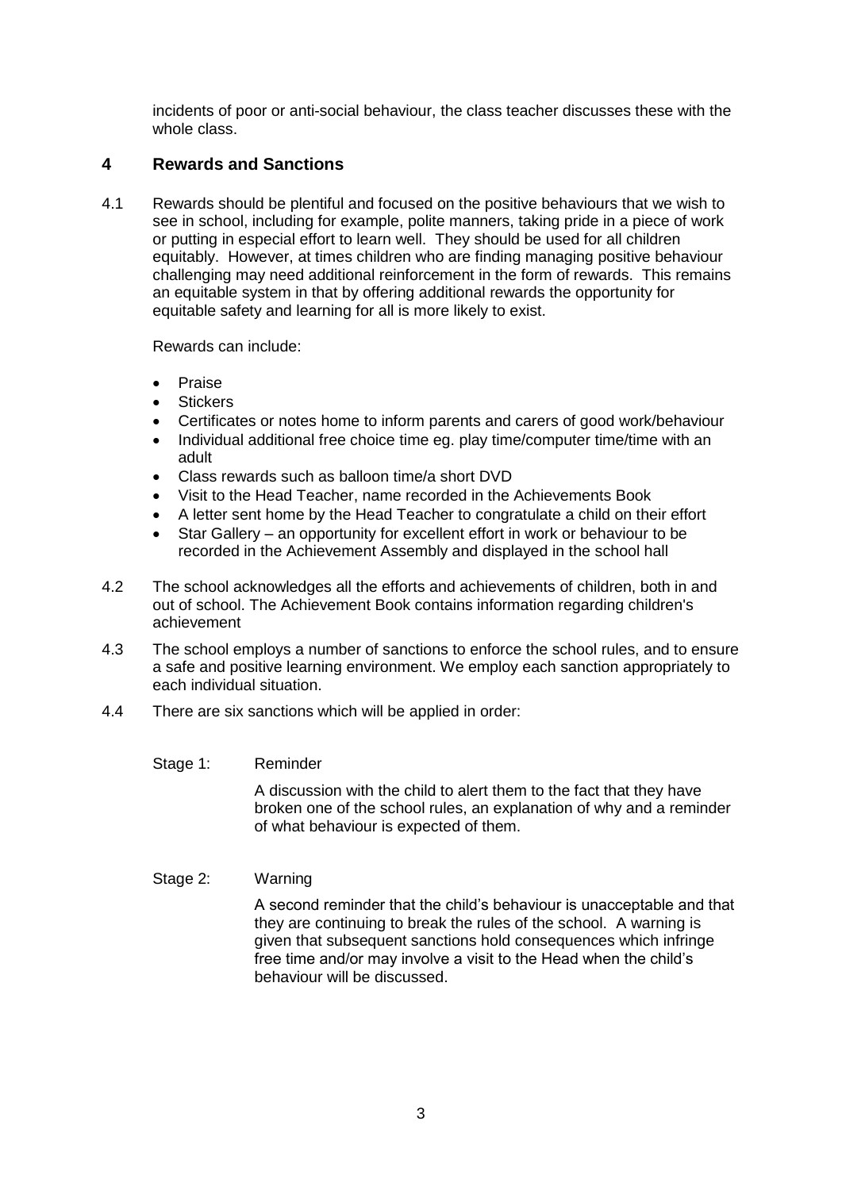incidents of poor or anti-social behaviour, the class teacher discusses these with the whole class.

## 4 Rewards and Sanctions

4.1 Rewards should be plentiful and focused on the positive behaviours that we wish to see in school, including for example, polite manners, taking pride in a piece of work or putting in especial effort to learn well. They should be used for all children equitably. However, at times children who are finding managing positive behaviour challenging may need additional reinforcement in the form of rewards. This remains an equitable system in that by offering additional rewards the opportunity for equitable safety and learning for all is more likely to exist.

Rewards can include:

- Praise
- Stickers
- Certificates or notes home to inform parents and carers of good work/behaviour
- Individual additional free choice time eg. play time/computer time/time with an adult
- Class rewards such as balloon time/a short DVD
- Visit to the Head Teacher, name recorded in the Achievements Book
- A letter sent home by the Head Teacher to congratulate a child on their effort
- Star Gallery – an opportunity for excellent effort in work or behaviour to be recorded in the Achievement Assembly and displayed in the school hall

4.2 The school acknowledges all the efforts and achievements of children, both in and out of school. The Achievement Book contains information regarding children's achievement

4.3 The school employs a number of sanctions to enforce the school rules, and to ensure a safe and positive learning environment. We employ each sanction appropriately to each individual situation.

4.4 There are six sanctions which will be applied in order:

Stage 1: Reminder

A discussion with the child to alert them to the fact that they have broken one of the school rules, an explanation of why and a reminder of what behaviour is expected of them.

Stage 2: Warning

A second reminder that the child's behaviour is unacceptable and that they are continuing to break the rules of the school. A warning is given that subsequent sanctions hold consequences which infringe free time and/or may involve a visit to the Head when the child's behaviour will be discussed.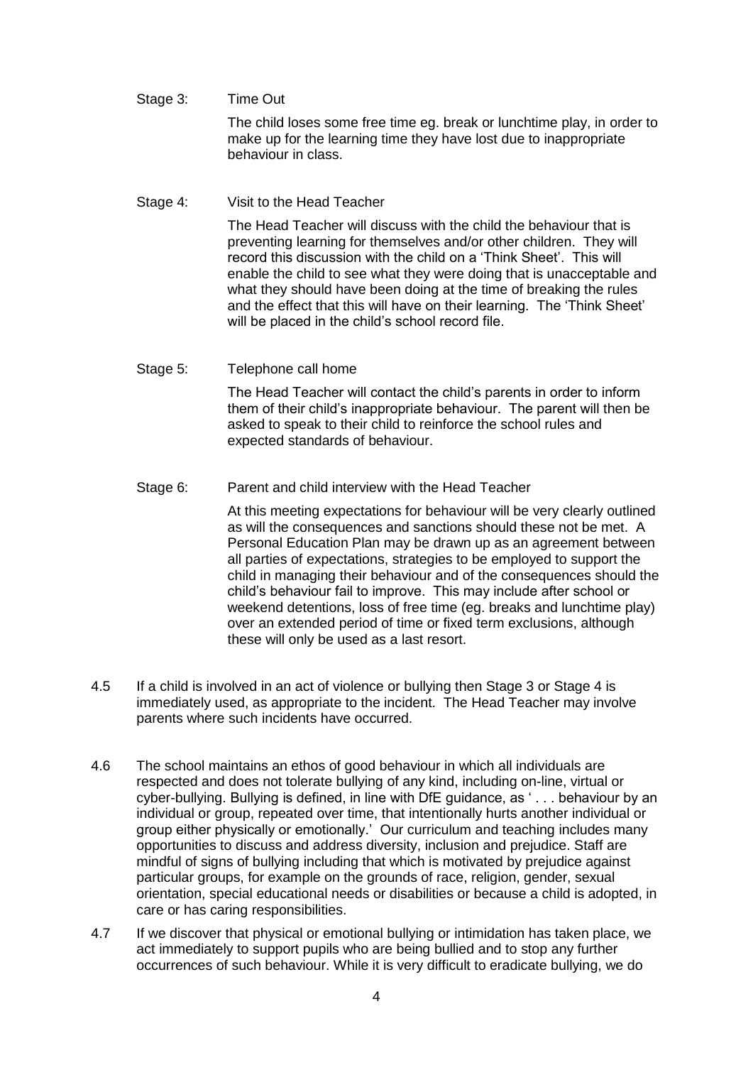Stage 3: Time Out

The child loses some free time eg. break or lunchtime play, in order to make up for the learning time they have lost due to inappropriate behaviour in class.

Stage 4: Visit to the Head Teacher

The Head Teacher will discuss with the child the behaviour that is preventing learning for themselves and/or other children. They will record this discussion with the child on a 'Think Sheet'. This will enable the child to see what they were doing that is unacceptable and what they should have been doing at the time of breaking the rules and the effect that this will have on their learning. The 'Think Sheet' will be placed in the child's school record file.

Stage 5: Telephone call home

The Head Teacher will contact the child's parents in order to inform them of their child's inappropriate behaviour. The parent will then be asked to speak to their child to reinforce the school rules and expected standards of behaviour.

Stage 6: Parent and child interview with the Head Teacher

At this meeting expectations for behaviour will be very clearly outlined as will the consequences and sanctions should these not be met. A Personal Education Plan may be drawn up as an agreement between all parties of expectations, strategies to be employed to support the child in managing their behaviour and of the consequences should the child's behaviour fail to improve. This may include after school or weekend detentions, loss of free time (eg. breaks and lunchtime play) over an extended period of time or fixed term exclusions, although these will only be used as a last resort.

4.5 If a child is involved in an act of violence or bullying then Stage 3 or Stage 4 is immediately used, as appropriate to the incident. The Head Teacher may involve parents where such incidents have occurred.

4.6 The school maintains an ethos of good behaviour in which all individuals are respected and does not tolerate bullying of any kind, including on-line, virtual or cyber-bullying. Bullying is defined, in line with DfE guidance, as ' . . . behaviour by an individual or group, repeated over time, that intentionally hurts another individual or group either physically or emotionally.' Our curriculum and teaching includes many opportunities to discuss and address diversity, inclusion and prejudice. Staff are mindful of signs of bullying including that which is motivated by prejudice against particular groups, for example on the grounds of race, religion, gender, sexual orientation, special educational needs or disabilities or because a child is adopted, in care or has caring responsibilities.

4.7 If we discover that physical or emotional bullying or intimidation has taken place, we act immediately to support pupils who are being bullied and to stop any further occurrences of such behaviour. While it is very difficult to eradicate bullying, we do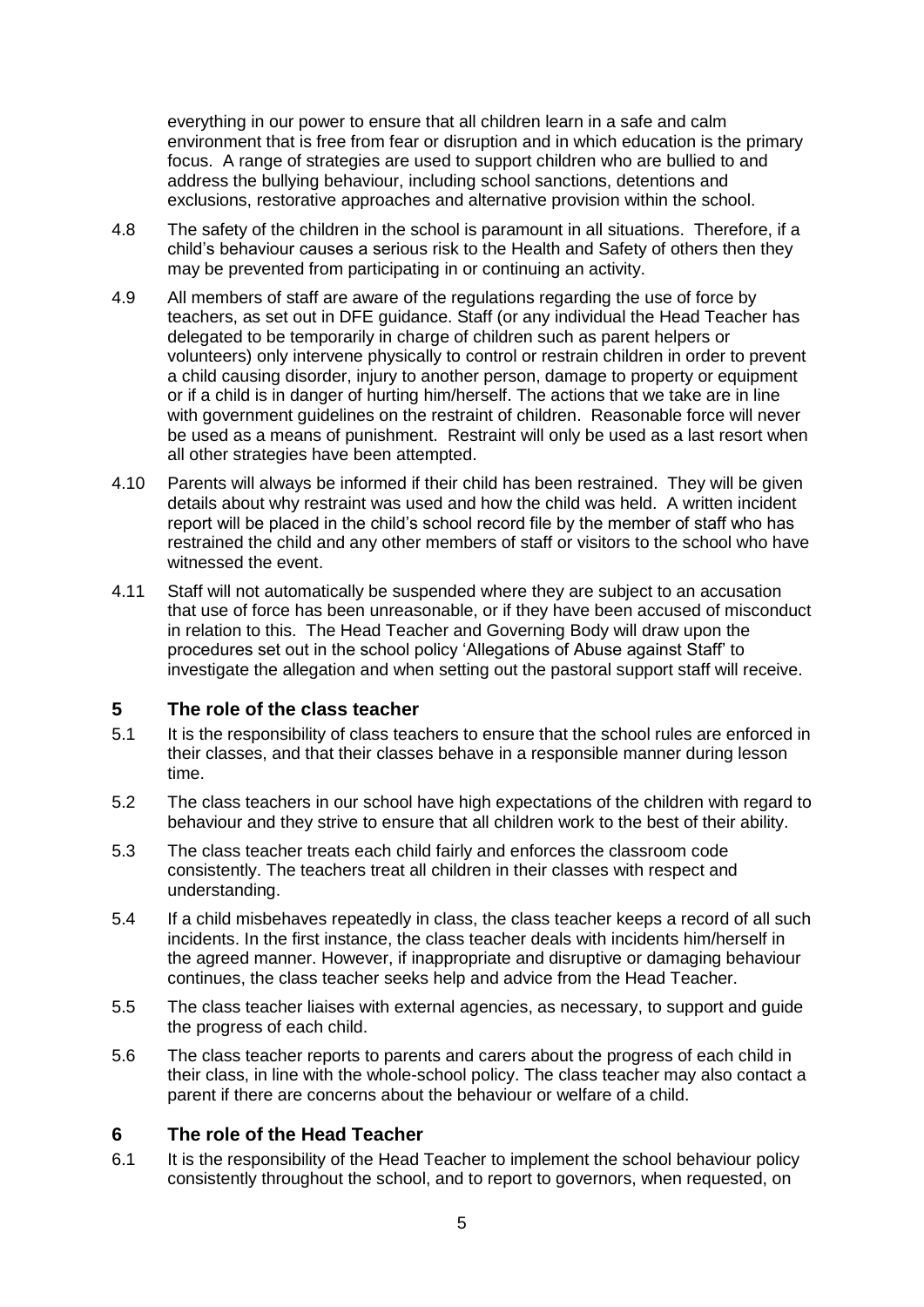everything in our power to ensure that all children learn in a safe and calm environment that is free from fear or disruption and in which education is the primary focus. A range of strategies are used to support children who are bullied to and address the bullying behaviour, including school sanctions, detentions and exclusions, restorative approaches and alternative provision within the school.

4.8 The safety of the children in the school is paramount in all situations. Therefore, if a child's behaviour causes a serious risk to the Health and Safety of others then they may be prevented from participating in or continuing an activity.

4.9 All members of staff are aware of the regulations regarding the use of force by teachers, as set out in DFE guidance. Staff (or any individual the Head Teacher has delegated to be temporarily in charge of children such as parent helpers or volunteers) only intervene physically to control or restrain children in order to prevent a child causing disorder, injury to another person, damage to property or equipment or if a child is in danger of hurting him/herself. The actions that we take are in line with government guidelines on the restraint of children. Reasonable force will never be used as a means of punishment. Restraint will only be used as a last resort when all other strategies have been attempted.

4.10 Parents will always be informed if their child has been restrained. They will be given details about why restraint was used and how the child was held. A written incident report will be placed in the child's school record file by the member of staff who has restrained the child and any other members of staff or visitors to the school who have witnessed the event.

4.11 Staff will not automatically be suspended where they are subject to an accusation that use of force has been unreasonable, or if they have been accused of misconduct in relation to this. The Head Teacher and Governing Body will draw upon the procedures set out in the school policy 'Allegations of Abuse against Staff' to investigate the allegation and when setting out the pastoral support staff will receive.

## 5 The role of the class teacher

5.1 It is the responsibility of class teachers to ensure that the school rules are enforced in their classes, and that their classes behave in a responsible manner during lesson time.

5.2 The class teachers in our school have high expectations of the children with regard to behaviour and they strive to ensure that all children work to the best of their ability.

5.3 The class teacher treats each child fairly and enforces the classroom code consistently. The teachers treat all children in their classes with respect and understanding.

5.4 If a child misbehaves repeatedly in class, the class teacher keeps a record of all such incidents. In the first instance, the class teacher deals with incidents him/herself in the agreed manner. However, if inappropriate and disruptive or damaging behaviour continues, the class teacher seeks help and advice from the Head Teacher.

5.5 The class teacher liaises with external agencies, as necessary, to support and guide the progress of each child.

5.6 The class teacher reports to parents and carers about the progress of each child in their class, in line with the whole-school policy. The class teacher may also contact a parent if there are concerns about the behaviour or welfare of a child.

## 6 The role of the Head Teacher

6.1 It is the responsibility of the Head Teacher to implement the school behaviour policy consistently throughout the school, and to report to governors, when requested, on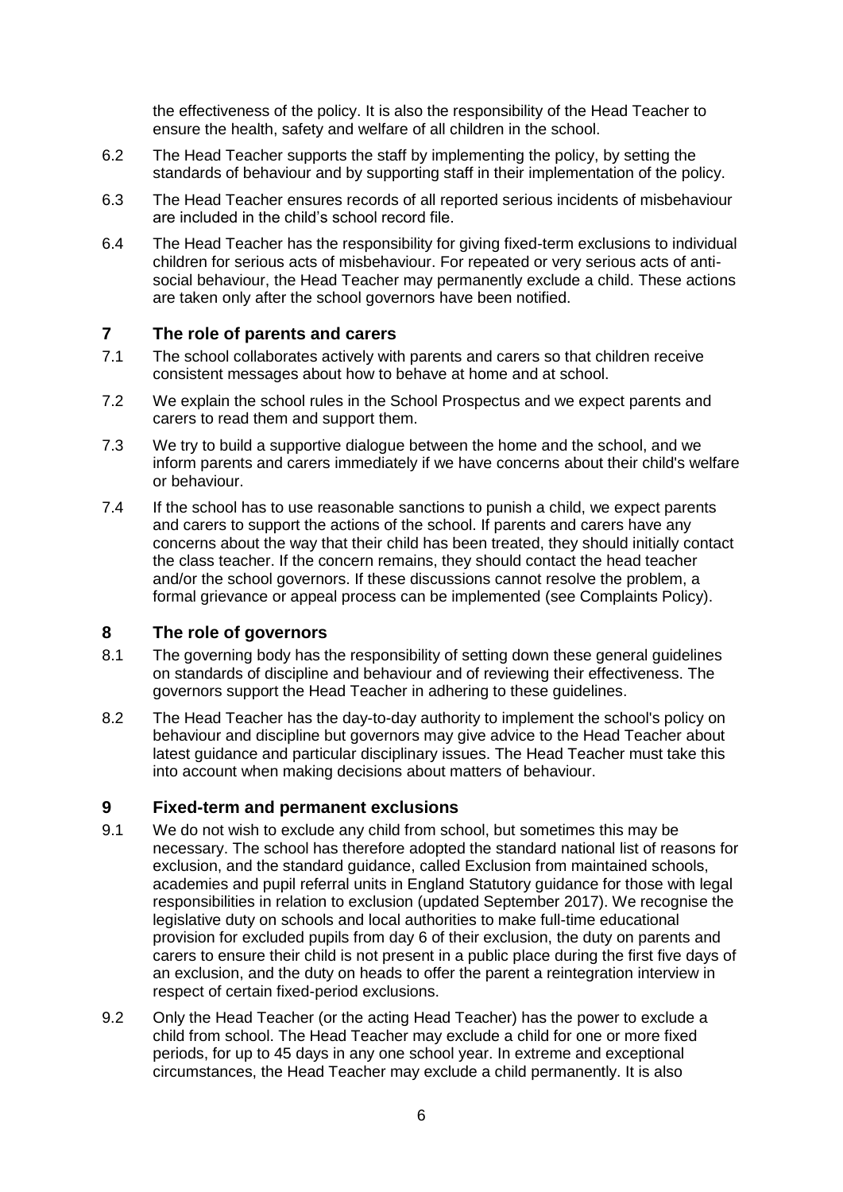the effectiveness of the policy. It is also the responsibility of the Head Teacher to ensure the health, safety and welfare of all children in the school.

6.2 The Head Teacher supports the staff by implementing the policy, by setting the standards of behaviour and by supporting staff in their implementation of the policy.

6.3 The Head Teacher ensures records of all reported serious incidents of misbehaviour are included in the child's school record file.

6.4 The Head Teacher has the responsibility for giving fixed-term exclusions to individual children for serious acts of misbehaviour. For repeated or very serious acts of anti-social behaviour, the Head Teacher may permanently exclude a child. These actions are taken only after the school governors have been notified.

## 7 The role of parents and carers

7.1 The school collaborates actively with parents and carers so that children receive consistent messages about how to behave at home and at school.

7.2 We explain the school rules in the School Prospectus and we expect parents and carers to read them and support them.

7.3 We try to build a supportive dialogue between the home and the school, and we inform parents and carers immediately if we have concerns about their child's welfare or behaviour.

7.4 If the school has to use reasonable sanctions to punish a child, we expect parents and carers to support the actions of the school. If parents and carers have any concerns about the way that their child has been treated, they should initially contact the class teacher. If the concern remains, they should contact the head teacher and/or the school governors. If these discussions cannot resolve the problem, a formal grievance or appeal process can be implemented (see Complaints Policy).

## 8 The role of governors

8.1 The governing body has the responsibility of setting down these general guidelines on standards of discipline and behaviour and of reviewing their effectiveness. The governors support the Head Teacher in adhering to these guidelines.

8.2 The Head Teacher has the day-to-day authority to implement the school's policy on behaviour and discipline but governors may give advice to the Head Teacher about latest guidance and particular disciplinary issues. The Head Teacher must take this into account when making decisions about matters of behaviour.

## 9 Fixed-term and permanent exclusions

9.1 We do not wish to exclude any child from school, but sometimes this may be necessary. The school has therefore adopted the standard national list of reasons for exclusion, and the standard guidance, called Exclusion from maintained schools, academies and pupil referral units in England Statutory guidance for those with legal responsibilities in relation to exclusion (updated September 2017). We recognise the legislative duty on schools and local authorities to make full-time educational provision for excluded pupils from day 6 of their exclusion, the duty on parents and carers to ensure their child is not present in a public place during the first five days of an exclusion, and the duty on heads to offer the parent a reintegration interview in respect of certain fixed-period exclusions.

9.2 Only the Head Teacher (or the acting Head Teacher) has the power to exclude a child from school. The Head Teacher may exclude a child for one or more fixed periods, for up to 45 days in any one school year. In extreme and exceptional circumstances, the Head Teacher may exclude a child permanently. It is also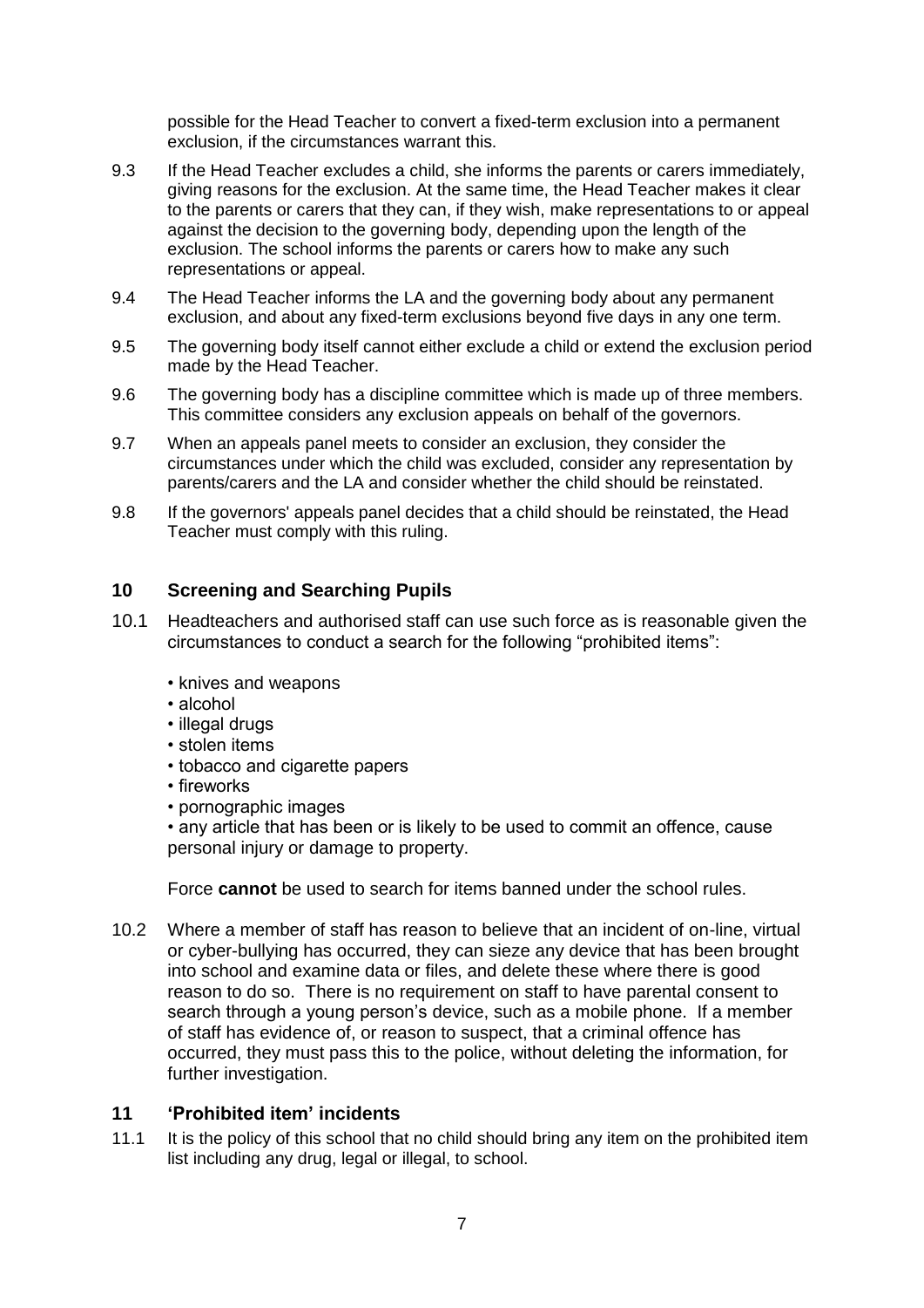possible for the Head Teacher to convert a fixed-term exclusion into a permanent exclusion, if the circumstances warrant this.

9.3 If the Head Teacher excludes a child, she informs the parents or carers immediately, giving reasons for the exclusion. At the same time, the Head Teacher makes it clear to the parents or carers that they can, if they wish, make representations to or appeal against the decision to the governing body, depending upon the length of the exclusion. The school informs the parents or carers how to make any such representations or appeal.

9.4 The Head Teacher informs the LA and the governing body about any permanent exclusion, and about any fixed-term exclusions beyond five days in any one term.

9.5 The governing body itself cannot either exclude a child or extend the exclusion period made by the Head Teacher.

9.6 The governing body has a discipline committee which is made up of three members. This committee considers any exclusion appeals on behalf of the governors.

9.7 When an appeals panel meets to consider an exclusion, they consider the circumstances under which the child was excluded, consider any representation by parents/carers and the LA and consider whether the child should be reinstated.

9.8 If the governors' appeals panel decides that a child should be reinstated, the Head Teacher must comply with this ruling.

## 10 Screening and Searching Pupils

10.1 Headteachers and authorised staff can use such force as is reasonable given the circumstances to conduct a search for the following "prohibited items":

- knives and weapons
- alcohol
- illegal drugs
- stolen items
- tobacco and cigarette papers
- fireworks
- pornographic images
- any article that has been or is likely to be used to commit an offence, cause personal injury or damage to property.

Force **cannot** be used to search for items banned under the school rules.

10.2 Where a member of staff has reason to believe that an incident of on-line, virtual or cyber-bullying has occurred, they can sieze any device that has been brought into school and examine data or files, and delete these where there is good reason to do so. There is no requirement on staff to have parental consent to search through a young person's device, such as a mobile phone. If a member of staff has evidence of, or reason to suspect, that a criminal offence has occurred, they must pass this to the police, without deleting the information, for further investigation.

## 11 'Prohibited item' incidents

11.1 It is the policy of this school that no child should bring any item on the prohibited item list including any drug, legal or illegal, to school.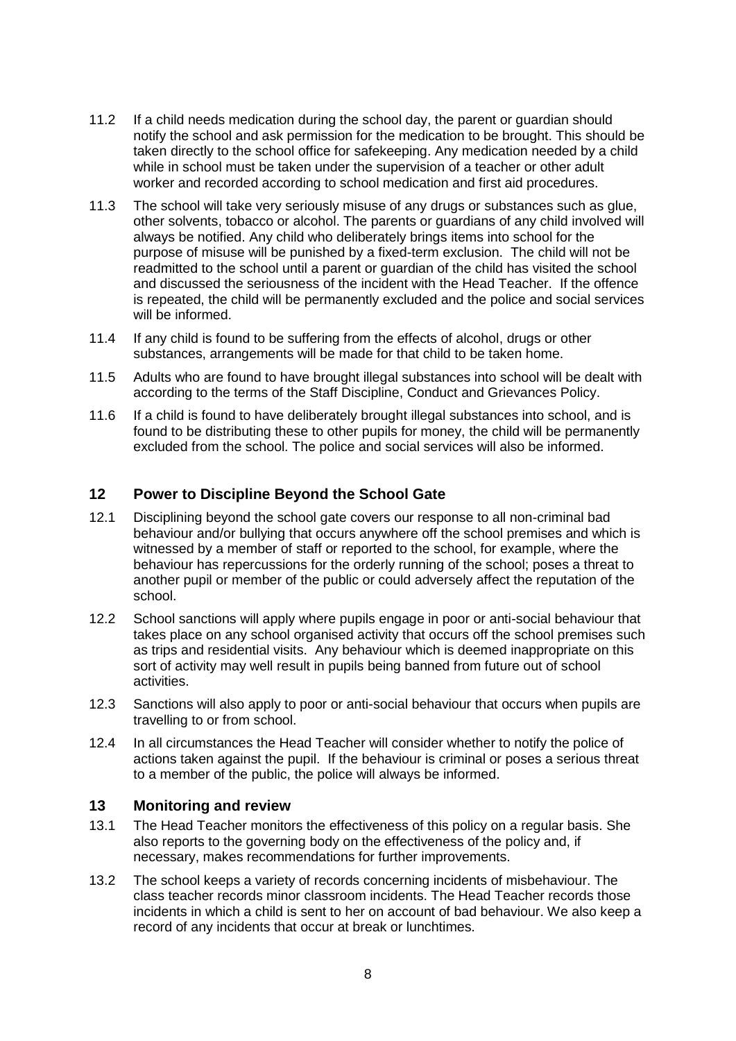11.2 If a child needs medication during the school day, the parent or guardian should notify the school and ask permission for the medication to be brought. This should be taken directly to the school office for safekeeping. Any medication needed by a child while in school must be taken under the supervision of a teacher or other adult worker and recorded according to school medication and first aid procedures.

11.3 The school will take very seriously misuse of any drugs or substances such as glue, other solvents, tobacco or alcohol. The parents or guardians of any child involved will always be notified. Any child who deliberately brings items into school for the purpose of misuse will be punished by a fixed-term exclusion. The child will not be readmitted to the school until a parent or guardian of the child has visited the school and discussed the seriousness of the incident with the Head Teacher. If the offence is repeated, the child will be permanently excluded and the police and social services will be informed.

11.4 If any child is found to be suffering from the effects of alcohol, drugs or other substances, arrangements will be made for that child to be taken home.

11.5 Adults who are found to have brought illegal substances into school will be dealt with according to the terms of the Staff Discipline, Conduct and Grievances Policy.

11.6 If a child is found to have deliberately brought illegal substances into school, and is found to be distributing these to other pupils for money, the child will be permanently excluded from the school. The police and social services will also be informed.

## 12 Power to Discipline Beyond the School Gate

12.1 Disciplining beyond the school gate covers our response to all non-criminal bad behaviour and/or bullying that occurs anywhere off the school premises and which is witnessed by a member of staff or reported to the school, for example, where the behaviour has repercussions for the orderly running of the school; poses a threat to another pupil or member of the public or could adversely affect the reputation of the school.

12.2 School sanctions will apply where pupils engage in poor or anti-social behaviour that takes place on any school organised activity that occurs off the school premises such as trips and residential visits. Any behaviour which is deemed inappropriate on this sort of activity may well result in pupils being banned from future out of school activities.

12.3 Sanctions will also apply to poor or anti-social behaviour that occurs when pupils are travelling to or from school.

12.4 In all circumstances the Head Teacher will consider whether to notify the police of actions taken against the pupil. If the behaviour is criminal or poses a serious threat to a member of the public, the police will always be informed.

## 13 Monitoring and review

13.1 The Head Teacher monitors the effectiveness of this policy on a regular basis. She also reports to the governing body on the effectiveness of the policy and, if necessary, makes recommendations for further improvements.

13.2 The school keeps a variety of records concerning incidents of misbehaviour. The class teacher records minor classroom incidents. The Head Teacher records those incidents in which a child is sent to her on account of bad behaviour. We also keep a record of any incidents that occur at break or lunchtimes.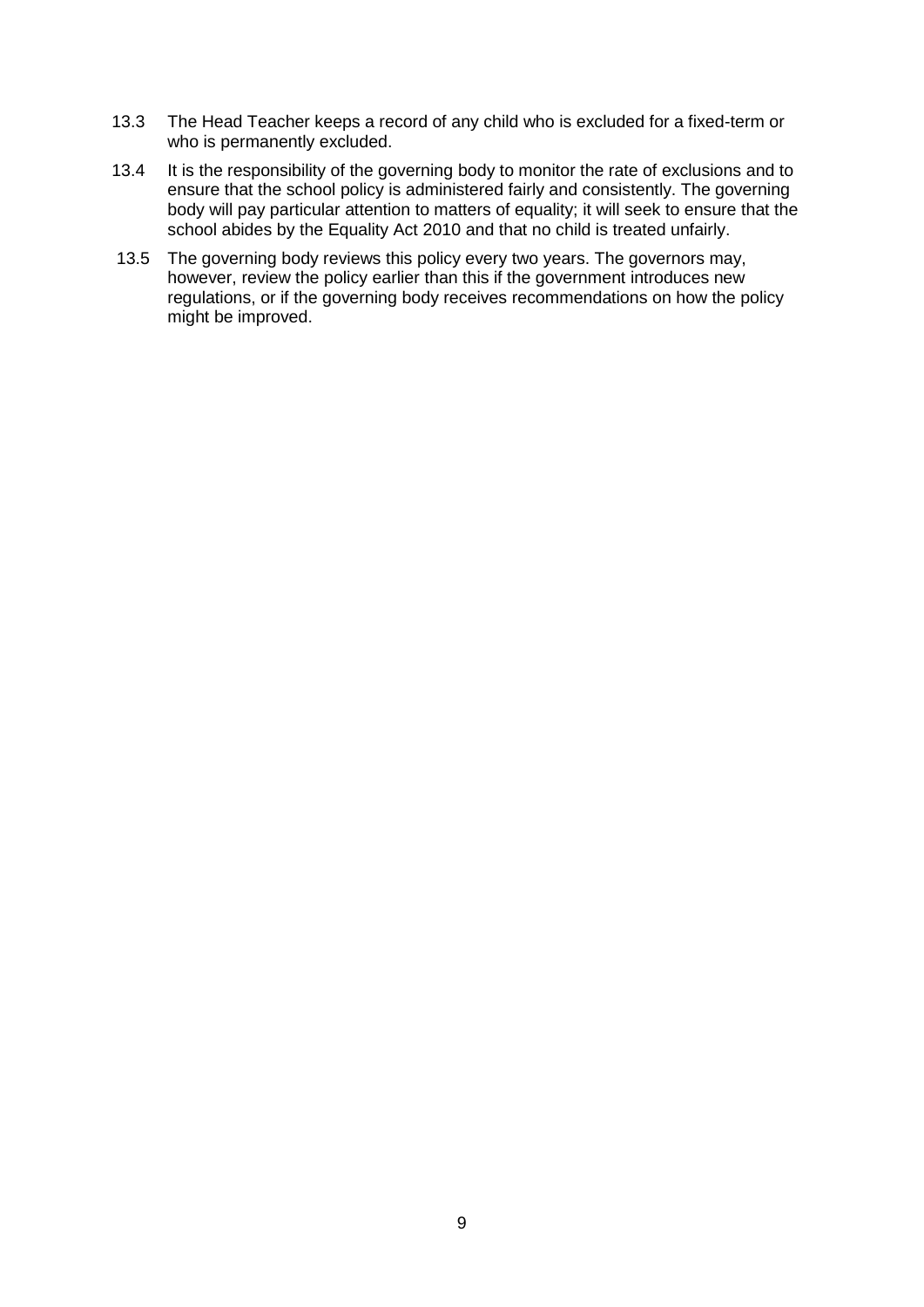13.3 The Head Teacher keeps a record of any child who is excluded for a fixed-term or who is permanently excluded.

13.4 It is the responsibility of the governing body to monitor the rate of exclusions and to ensure that the school policy is administered fairly and consistently. The governing body will pay particular attention to matters of equality; it will seek to ensure that the school abides by the Equality Act 2010 and that no child is treated unfairly.

13.5 The governing body reviews this policy every two years. The governors may, however, review the policy earlier than this if the government introduces new regulations, or if the governing body receives recommendations on how the policy might be improved.